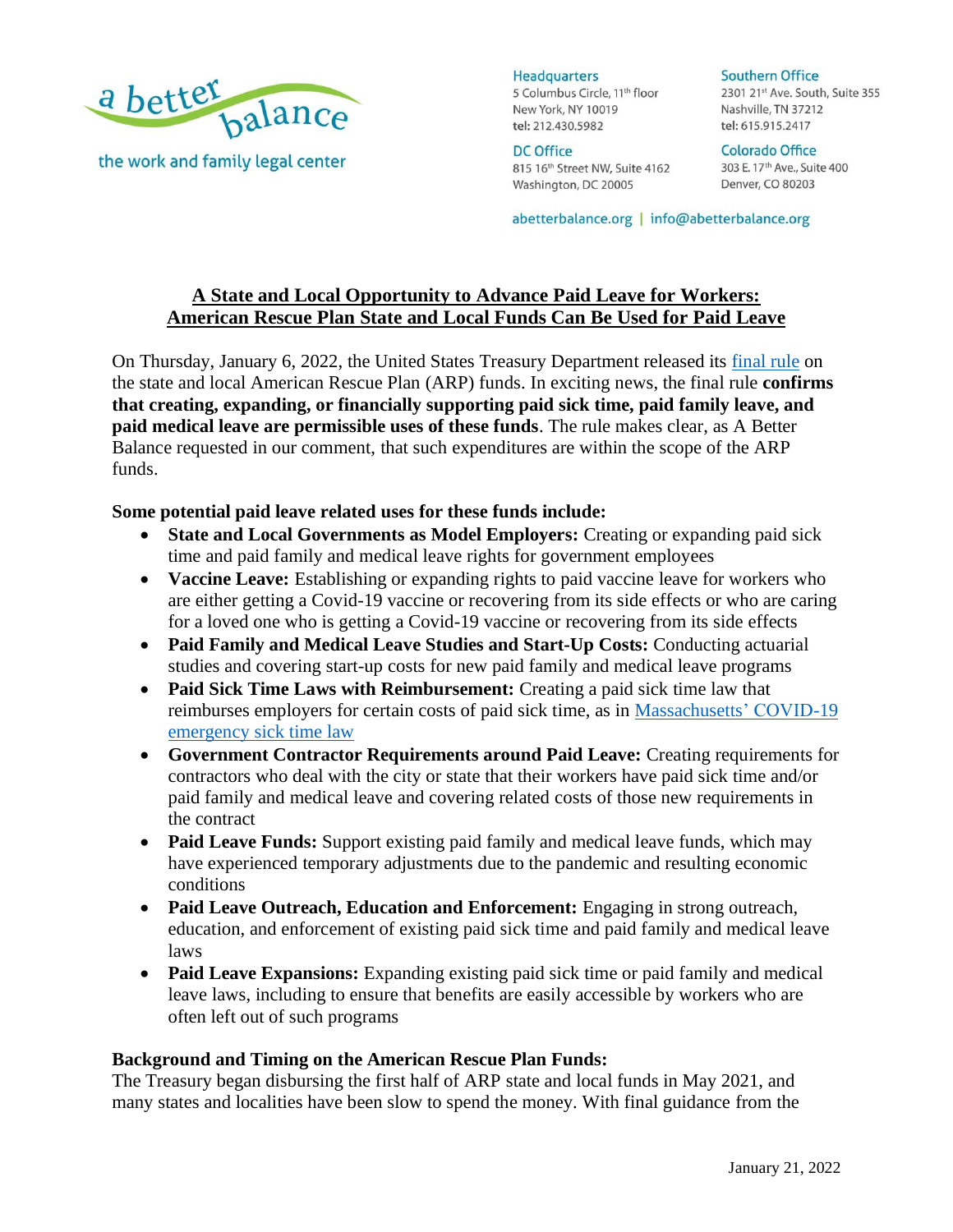a better balance
the work and family legal center

**Headquarters**
5 Columbus Circle, 11th floor
New York, NY 10019
tel: 212.430.5982

**Southern Office**
2301 21st Ave. South, Suite 355
Nashville, TN 37212
tel: 615.915.2417

**DC Office**
815 16th Street NW, Suite 4162
Washington, DC 20005

**Colorado Office**
303 E. 17th Ave., Suite 400
Denver, CO 80203

abetterbalance.org | info@abetterbalance.org

# A State and Local Opportunity to Advance Paid Leave for Workers: American Rescue Plan State and Local Funds Can Be Used for Paid Leave

On Thursday, January 6, 2022, the United States Treasury Department released its final rule on the state and local American Rescue Plan (ARP) funds. In exciting news, the final rule **confirms that creating, expanding, or financially supporting paid sick time, paid family leave, and paid medical leave are permissible uses of these funds**. The rule makes clear, as A Better Balance requested in our comment, that such expenditures are within the scope of the ARP funds.

**Some potential paid leave related uses for these funds include:**

- **State and Local Governments as Model Employers:** Creating or expanding paid sick time and paid family and medical leave rights for government employees
- **Vaccine Leave:** Establishing or expanding rights to paid vaccine leave for workers who are either getting a Covid-19 vaccine or recovering from its side effects or who are caring for a loved one who is getting a Covid-19 vaccine or recovering from its side effects
- **Paid Family and Medical Leave Studies and Start-Up Costs:** Conducting actuarial studies and covering start-up costs for new paid family and medical leave programs
- **Paid Sick Time Laws with Reimbursement:** Creating a paid sick time law that reimburses employers for certain costs of paid sick time, as in Massachusetts' COVID-19 emergency sick time law
- **Government Contractor Requirements around Paid Leave:** Creating requirements for contractors who deal with the city or state that their workers have paid sick time and/or paid family and medical leave and covering related costs of those new requirements in the contract
- **Paid Leave Funds:** Support existing paid family and medical leave funds, which may have experienced temporary adjustments due to the pandemic and resulting economic conditions
- **Paid Leave Outreach, Education and Enforcement:** Engaging in strong outreach, education, and enforcement of existing paid sick time and paid family and medical leave laws
- **Paid Leave Expansions:** Expanding existing paid sick time or paid family and medical leave laws, including to ensure that benefits are easily accessible by workers who are often left out of such programs

**Background and Timing on the American Rescue Plan Funds:**
The Treasury began disbursing the first half of ARP state and local funds in May 2021, and many states and localities have been slow to spend the money. With final guidance from the

January 21, 2022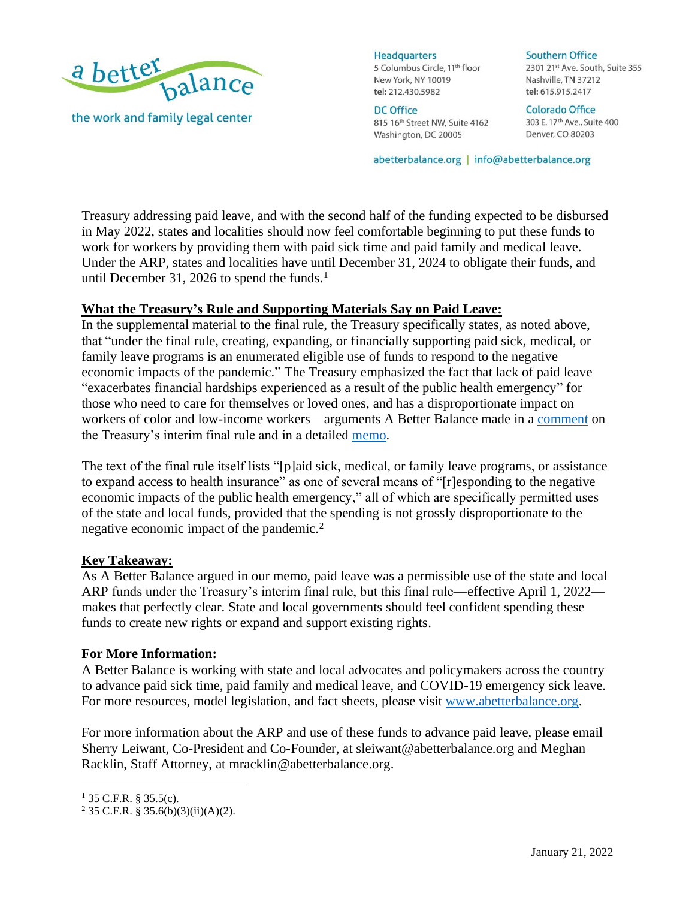Treasury addressing paid leave, and with the second half of the funding expected to be disbursed in May 2022, states and localities should now feel comfortable beginning to put these funds to work for workers by providing them with paid sick time and paid family and medical leave. Under the ARP, states and localities have until December 31, 2024 to obligate their funds, and until December 31, 2026 to spend the funds.[1]

**What the Treasury's Rule and Supporting Materials Say on Paid Leave:**

In the supplemental material to the final rule, the Treasury specifically states, as noted above, that "under the final rule, creating, expanding, or financially supporting paid sick, medical, or family leave programs is an enumerated eligible use of funds to respond to the negative economic impacts of the pandemic." The Treasury emphasized the fact that lack of paid leave "exacerbates financial hardships experienced as a result of the public health emergency" for those who need to care for themselves or loved ones, and has a disproportionate impact on workers of color and low-income workers—arguments A Better Balance made in a comment on the Treasury's interim final rule and in a detailed memo.

The text of the final rule itself lists "[p]aid sick, medical, or family leave programs, or assistance to expand access to health insurance" as one of several means of "[r]esponding to the negative economic impacts of the public health emergency," all of which are specifically permitted uses of the state and local funds, provided that the spending is not grossly disproportionate to the negative economic impact of the pandemic.[2]

**Key Takeaway:**

As A Better Balance argued in our memo, paid leave was a permissible use of the state and local ARP funds under the Treasury's interim final rule, but this final rule—effective April 1, 2022—makes that perfectly clear. State and local governments should feel confident spending these funds to create new rights or expand and support existing rights.

**For More Information:**

A Better Balance is working with state and local advocates and policymakers across the country to advance paid sick time, paid family and medical leave, and COVID-19 emergency sick leave. For more resources, model legislation, and fact sheets, please visit www.abetterbalance.org.

For more information about the ARP and use of these funds to advance paid leave, please email Sherry Leiwant, Co-President and Co-Founder, at sleiwant@abetterbalance.org and Meghan Racklin, Staff Attorney, at mracklin@abetterbalance.org.

---

[1] 35 C.F.R. § 35.5(c).

[2] 35 C.F.R. § 35.6(b)(3)(ii)(A)(2).

January 21, 2022